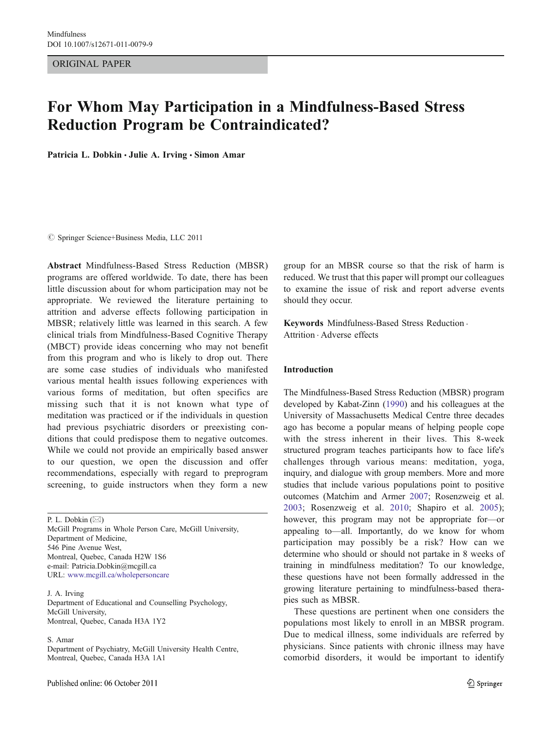Mindfulness
DOI 10.1007/s12671-011-0079-9

ORIGINAL PAPER

# For Whom May Participation in a Mindfulness-Based Stress Reduction Program be Contraindicated?

**Patricia L. Dobkin · Julie A. Irving · Simon Amar**

© Springer Science+Business Media, LLC 2011

**Abstract** Mindfulness-Based Stress Reduction (MBSR) programs are offered worldwide. To date, there has been little discussion about for whom participation may not be appropriate. We reviewed the literature pertaining to attrition and adverse effects following participation in MBSR; relatively little was learned in this search. A few clinical trials from Mindfulness-Based Cognitive Therapy (MBCT) provide ideas concerning who may not benefit from this program and who is likely to drop out. There are some case studies of individuals who manifested various mental health issues following experiences with various forms of meditation, but often specifics are missing such that it is not known what type of meditation was practiced or if the individuals in question had previous psychiatric disorders or preexisting conditions that could predispose them to negative outcomes. While we could not provide an empirically based answer to our question, we open the discussion and offer recommendations, especially with regard to preprogram screening, to guide instructors when they form a new group for an MBSR course so that the risk of harm is reduced. We trust that this paper will prompt our colleagues to examine the issue of risk and report adverse events should they occur.

**Keywords** Mindfulness-Based Stress Reduction · Attrition · Adverse effects

P. L. Dobkin (✉)
McGill Programs in Whole Person Care, McGill University,
Department of Medicine,
546 Pine Avenue West,
Montreal, Quebec, Canada H2W 1S6
e-mail: Patricia.Dobkin@mcgill.ca
URL: www.mcgill.ca/wholepersoncare

J. A. Irving
Department of Educational and Counselling Psychology,
McGill University,
Montreal, Quebec, Canada H3A 1Y2

S. Amar
Department of Psychiatry, McGill University Health Centre,
Montreal, Quebec, Canada H3A 1A1

## Introduction

The Mindfulness-Based Stress Reduction (MBSR) program developed by Kabat-Zinn (1990) and his colleagues at the University of Massachusetts Medical Centre three decades ago has become a popular means of helping people cope with the stress inherent in their lives. This 8-week structured program teaches participants how to face life's challenges through various means: meditation, yoga, inquiry, and dialogue with group members. More and more studies that include various populations point to positive outcomes (Matchim and Armer 2007; Rosenzweig et al. 2003; Rosenzweig et al. 2010; Shapiro et al. 2005); however, this program may not be appropriate for—or appealing to—all. Importantly, do we know for whom participation may possibly be a risk? How can we determine who should or should not partake in 8 weeks of training in mindfulness meditation? To our knowledge, these questions have not been formally addressed in the growing literature pertaining to mindfulness-based therapies such as MBSR.

These questions are pertinent when one considers the populations most likely to enroll in an MBSR program. Due to medical illness, some individuals are referred by physicians. Since patients with chronic illness may have comorbid disorders, it would be important to identify

Published online: 06 October 2011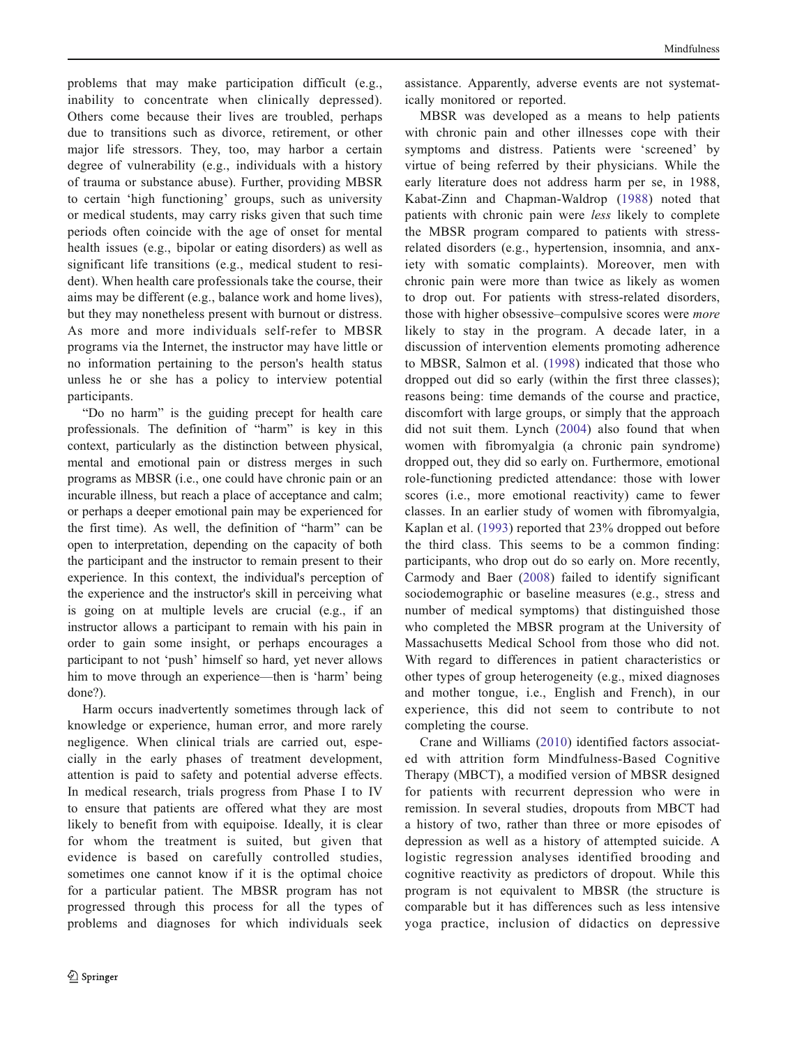problems that may make participation difficult (e.g., inability to concentrate when clinically depressed). Others come because their lives are troubled, perhaps due to transitions such as divorce, retirement, or other major life stressors. They, too, may harbor a certain degree of vulnerability (e.g., individuals with a history of trauma or substance abuse). Further, providing MBSR to certain 'high functioning' groups, such as university or medical students, may carry risks given that such time periods often coincide with the age of onset for mental health issues (e.g., bipolar or eating disorders) as well as significant life transitions (e.g., medical student to resident). When health care professionals take the course, their aims may be different (e.g., balance work and home lives), but they may nonetheless present with burnout or distress. As more and more individuals self-refer to MBSR programs via the Internet, the instructor may have little or no information pertaining to the person's health status unless he or she has a policy to interview potential participants.

"Do no harm" is the guiding precept for health care professionals. The definition of "harm" is key in this context, particularly as the distinction between physical, mental and emotional pain or distress merges in such programs as MBSR (i.e., one could have chronic pain or an incurable illness, but reach a place of acceptance and calm; or perhaps a deeper emotional pain may be experienced for the first time). As well, the definition of "harm" can be open to interpretation, depending on the capacity of both the participant and the instructor to remain present to their experience. In this context, the individual's perception of the experience and the instructor's skill in perceiving what is going on at multiple levels are crucial (e.g., if an instructor allows a participant to remain with his pain in order to gain some insight, or perhaps encourages a participant to not 'push' himself so hard, yet never allows him to move through an experience—then is 'harm' being done?).

Harm occurs inadvertently sometimes through lack of knowledge or experience, human error, and more rarely negligence. When clinical trials are carried out, especially in the early phases of treatment development, attention is paid to safety and potential adverse effects. In medical research, trials progress from Phase I to IV to ensure that patients are offered what they are most likely to benefit from with equipoise. Ideally, it is clear for whom the treatment is suited, but given that evidence is based on carefully controlled studies, sometimes one cannot know if it is the optimal choice for a particular patient. The MBSR program has not progressed through this process for all the types of problems and diagnoses for which individuals seek assistance. Apparently, adverse events are not systematically monitored or reported.

MBSR was developed as a means to help patients with chronic pain and other illnesses cope with their symptoms and distress. Patients were 'screened' by virtue of being referred by their physicians. While the early literature does not address harm per se, in 1988, Kabat-Zinn and Chapman-Waldrop (1988) noted that patients with chronic pain were *less* likely to complete the MBSR program compared to patients with stress-related disorders (e.g., hypertension, insomnia, and anxiety with somatic complaints). Moreover, men with chronic pain were more than twice as likely as women to drop out. For patients with stress-related disorders, those with higher obsessive–compulsive scores were *more* likely to stay in the program. A decade later, in a discussion of intervention elements promoting adherence to MBSR, Salmon et al. (1998) indicated that those who dropped out did so early (within the first three classes); reasons being: time demands of the course and practice, discomfort with large groups, or simply that the approach did not suit them. Lynch (2004) also found that when women with fibromyalgia (a chronic pain syndrome) dropped out, they did so early on. Furthermore, emotional role-functioning predicted attendance: those with lower scores (i.e., more emotional reactivity) came to fewer classes. In an earlier study of women with fibromyalgia, Kaplan et al. (1993) reported that 23% dropped out before the third class. This seems to be a common finding: participants, who drop out do so early on. More recently, Carmody and Baer (2008) failed to identify significant sociodemographic or baseline measures (e.g., stress and number of medical symptoms) that distinguished those who completed the MBSR program at the University of Massachusetts Medical School from those who did not. With regard to differences in patient characteristics or other types of group heterogeneity (e.g., mixed diagnoses and mother tongue, i.e., English and French), in our experience, this did not seem to contribute to not completing the course.

Crane and Williams (2010) identified factors associated with attrition form Mindfulness-Based Cognitive Therapy (MBCT), a modified version of MBSR designed for patients with recurrent depression who were in remission. In several studies, dropouts from MBCT had a history of two, rather than three or more episodes of depression as well as a history of attempted suicide. A logistic regression analyses identified brooding and cognitive reactivity as predictors of dropout. While this program is not equivalent to MBSR (the structure is comparable but it has differences such as less intensive yoga practice, inclusion of didactics on depressive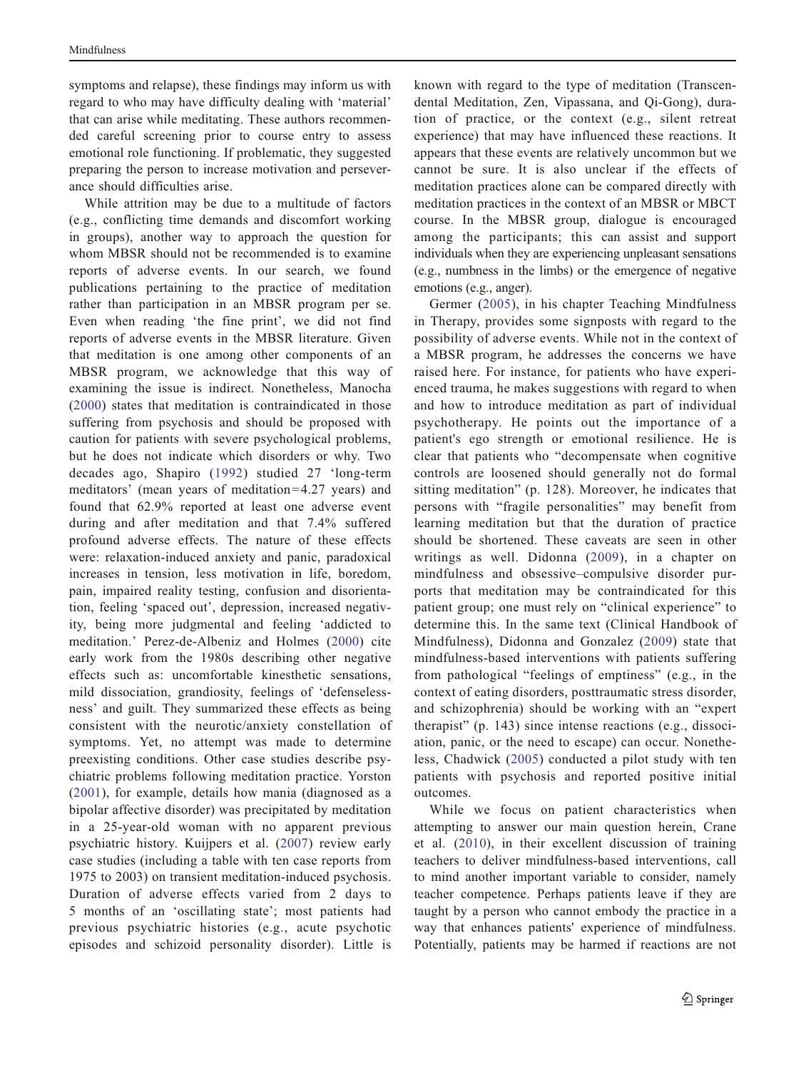symptoms and relapse), these findings may inform us with regard to who may have difficulty dealing with 'material' that can arise while meditating. These authors recommended careful screening prior to course entry to assess emotional role functioning. If problematic, they suggested preparing the person to increase motivation and perseverance should difficulties arise.

While attrition may be due to a multitude of factors (e.g., conflicting time demands and discomfort working in groups), another way to approach the question for whom MBSR should not be recommended is to examine reports of adverse events. In our search, we found publications pertaining to the practice of meditation rather than participation in an MBSR program per se. Even when reading 'the fine print', we did not find reports of adverse events in the MBSR literature. Given that meditation is one among other components of an MBSR program, we acknowledge that this way of examining the issue is indirect. Nonetheless, Manocha (2000) states that meditation is contraindicated in those suffering from psychosis and should be proposed with caution for patients with severe psychological problems, but he does not indicate which disorders or why. Two decades ago, Shapiro (1992) studied 27 'long-term meditators' (mean years of meditation=4.27 years) and found that 62.9% reported at least one adverse event during and after meditation and that 7.4% suffered profound adverse effects. The nature of these effects were: relaxation-induced anxiety and panic, paradoxical increases in tension, less motivation in life, boredom, pain, impaired reality testing, confusion and disorientation, feeling 'spaced out', depression, increased negativity, being more judgmental and feeling 'addicted to meditation.' Perez-de-Albeniz and Holmes (2000) cite early work from the 1980s describing other negative effects such as: uncomfortable kinesthetic sensations, mild dissociation, grandiosity, feelings of 'defenselessness' and guilt. They summarized these effects as being consistent with the neurotic/anxiety constellation of symptoms. Yet, no attempt was made to determine preexisting conditions. Other case studies describe psychiatric problems following meditation practice. Yorston (2001), for example, details how mania (diagnosed as a bipolar affective disorder) was precipitated by meditation in a 25-year-old woman with no apparent previous psychiatric history. Kuijpers et al. (2007) review early case studies (including a table with ten case reports from 1975 to 2003) on transient meditation-induced psychosis. Duration of adverse effects varied from 2 days to 5 months of an 'oscillating state'; most patients had previous psychiatric histories (e.g., acute psychotic episodes and schizoid personality disorder). Little is known with regard to the type of meditation (Transcendental Meditation, Zen, Vipassana, and Qi-Gong), duration of practice, or the context (e.g., silent retreat experience) that may have influenced these reactions. It appears that these events are relatively uncommon but we cannot be sure. It is also unclear if the effects of meditation practices alone can be compared directly with meditation practices in the context of an MBSR or MBCT course. In the MBSR group, dialogue is encouraged among the participants; this can assist and support individuals when they are experiencing unpleasant sensations (e.g., numbness in the limbs) or the emergence of negative emotions (e.g., anger).

Germer (2005), in his chapter Teaching Mindfulness in Therapy, provides some signposts with regard to the possibility of adverse events. While not in the context of a MBSR program, he addresses the concerns we have raised here. For instance, for patients who have experienced trauma, he makes suggestions with regard to when and how to introduce meditation as part of individual psychotherapy. He points out the importance of a patient's ego strength or emotional resilience. He is clear that patients who "decompensate when cognitive controls are loosened should generally not do formal sitting meditation" (p. 128). Moreover, he indicates that persons with "fragile personalities" may benefit from learning meditation but that the duration of practice should be shortened. These caveats are seen in other writings as well. Didonna (2009), in a chapter on mindfulness and obsessive–compulsive disorder purports that meditation may be contraindicated for this patient group; one must rely on "clinical experience" to determine this. In the same text (Clinical Handbook of Mindfulness), Didonna and Gonzalez (2009) state that mindfulness-based interventions with patients suffering from pathological "feelings of emptiness" (e.g., in the context of eating disorders, posttraumatic stress disorder, and schizophrenia) should be working with an "expert therapist" (p. 143) since intense reactions (e.g., dissociation, panic, or the need to escape) can occur. Nonetheless, Chadwick (2005) conducted a pilot study with ten patients with psychosis and reported positive initial outcomes.

While we focus on patient characteristics when attempting to answer our main question herein, Crane et al. (2010), in their excellent discussion of training teachers to deliver mindfulness-based interventions, call to mind another important variable to consider, namely teacher competence. Perhaps patients leave if they are taught by a person who cannot embody the practice in a way that enhances patients' experience of mindfulness. Potentially, patients may be harmed if reactions are not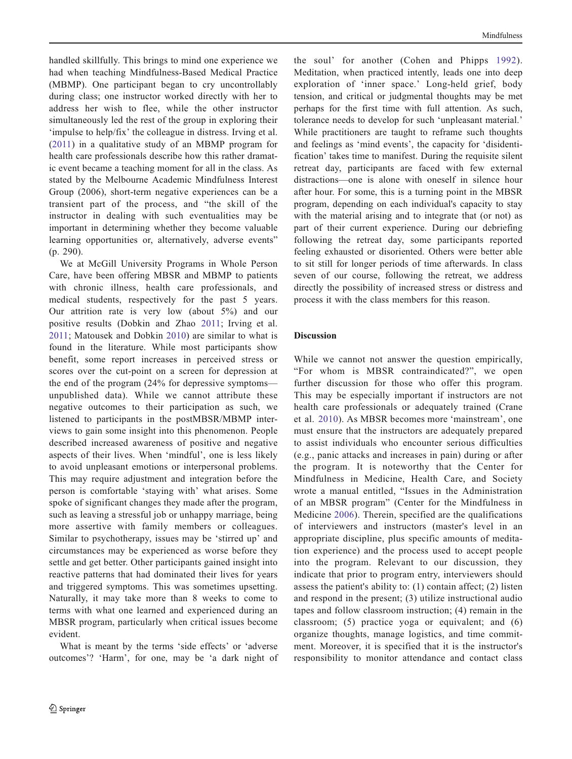handled skillfully. This brings to mind one experience we had when teaching Mindfulness-Based Medical Practice (MBMP). One participant began to cry uncontrollably during class; one instructor worked directly with her to address her wish to flee, while the other instructor simultaneously led the rest of the group in exploring their 'impulse to help/fix' the colleague in distress. Irving et al. (2011) in a qualitative study of an MBMP program for health care professionals describe how this rather dramatic event became a teaching moment for all in the class. As stated by the Melbourne Academic Mindfulness Interest Group (2006), short-term negative experiences can be a transient part of the process, and "the skill of the instructor in dealing with such eventualities may be important in determining whether they become valuable learning opportunities or, alternatively, adverse events" (p. 290).

We at McGill University Programs in Whole Person Care, have been offering MBSR and MBMP to patients with chronic illness, health care professionals, and medical students, respectively for the past 5 years. Our attrition rate is very low (about 5%) and our positive results (Dobkin and Zhao 2011; Irving et al. 2011; Matousek and Dobkin 2010) are similar to what is found in the literature. While most participants show benefit, some report increases in perceived stress or scores over the cut-point on a screen for depression at the end of the program (24% for depressive symptoms—unpublished data). While we cannot attribute these negative outcomes to their participation as such, we listened to participants in the postMBSR/MBMP interviews to gain some insight into this phenomenon. People described increased awareness of positive and negative aspects of their lives. When 'mindful', one is less likely to avoid unpleasant emotions or interpersonal problems. This may require adjustment and integration before the person is comfortable 'staying with' what arises. Some spoke of significant changes they made after the program, such as leaving a stressful job or unhappy marriage, being more assertive with family members or colleagues. Similar to psychotherapy, issues may be 'stirred up' and circumstances may be experienced as worse before they settle and get better. Other participants gained insight into reactive patterns that had dominated their lives for years and triggered symptoms. This was sometimes upsetting. Naturally, it may take more than 8 weeks to come to terms with what one learned and experienced during an MBSR program, particularly when critical issues become evident.

What is meant by the terms 'side effects' or 'adverse outcomes'? 'Harm', for one, may be 'a dark night of the soul' for another (Cohen and Phipps 1992). Meditation, when practiced intently, leads one into deep exploration of 'inner space.' Long-held grief, body tension, and critical or judgmental thoughts may be met perhaps for the first time with full attention. As such, tolerance needs to develop for such 'unpleasant material.' While practitioners are taught to reframe such thoughts and feelings as 'mind events', the capacity for 'disidentification' takes time to manifest. During the requisite silent retreat day, participants are faced with few external distractions—one is alone with oneself in silence hour after hour. For some, this is a turning point in the MBSR program, depending on each individual's capacity to stay with the material arising and to integrate that (or not) as part of their current experience. During our debriefing following the retreat day, some participants reported feeling exhausted or disoriented. Others were better able to sit still for longer periods of time afterwards. In class seven of our course, following the retreat, we address directly the possibility of increased stress or distress and process it with the class members for this reason.

## Discussion

While we cannot not answer the question empirically, "For whom is MBSR contraindicated?", we open further discussion for those who offer this program. This may be especially important if instructors are not health care professionals or adequately trained (Crane et al. 2010). As MBSR becomes more 'mainstream', one must ensure that the instructors are adequately prepared to assist individuals who encounter serious difficulties (e.g., panic attacks and increases in pain) during or after the program. It is noteworthy that the Center for Mindfulness in Medicine, Health Care, and Society wrote a manual entitled, "Issues in the Administration of an MBSR program" (Center for the Mindfulness in Medicine 2006). Therein, specified are the qualifications of interviewers and instructors (master's level in an appropriate discipline, plus specific amounts of meditation experience) and the process used to accept people into the program. Relevant to our discussion, they indicate that prior to program entry, interviewers should assess the patient's ability to: (1) contain affect; (2) listen and respond in the present; (3) utilize instructional audio tapes and follow classroom instruction; (4) remain in the classroom; (5) practice yoga or equivalent; and (6) organize thoughts, manage logistics, and time commitment. Moreover, it is specified that it is the instructor's responsibility to monitor attendance and contact class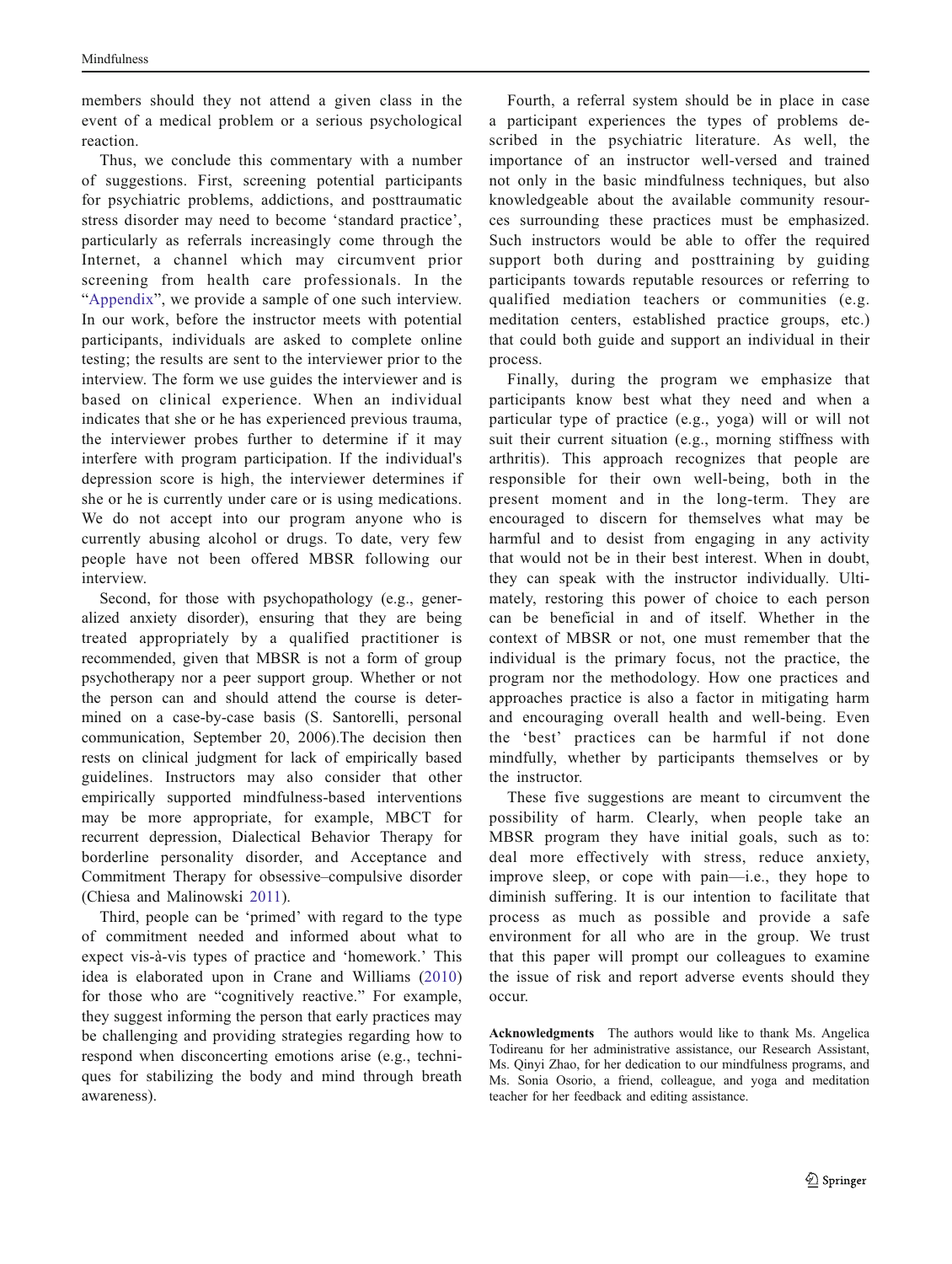members should they not attend a given class in the event of a medical problem or a serious psychological reaction.

Thus, we conclude this commentary with a number of suggestions. First, screening potential participants for psychiatric problems, addictions, and posttraumatic stress disorder may need to become 'standard practice', particularly as referrals increasingly come through the Internet, a channel which may circumvent prior screening from health care professionals. In the "Appendix", we provide a sample of one such interview. In our work, before the instructor meets with potential participants, individuals are asked to complete online testing; the results are sent to the interviewer prior to the interview. The form we use guides the interviewer and is based on clinical experience. When an individual indicates that she or he has experienced previous trauma, the interviewer probes further to determine if it may interfere with program participation. If the individual's depression score is high, the interviewer determines if she or he is currently under care or is using medications. We do not accept into our program anyone who is currently abusing alcohol or drugs. To date, very few people have not been offered MBSR following our interview.

Second, for those with psychopathology (e.g., generalized anxiety disorder), ensuring that they are being treated appropriately by a qualified practitioner is recommended, given that MBSR is not a form of group psychotherapy nor a peer support group. Whether or not the person can and should attend the course is determined on a case-by-case basis (S. Santorelli, personal communication, September 20, 2006).The decision then rests on clinical judgment for lack of empirically based guidelines. Instructors may also consider that other empirically supported mindfulness-based interventions may be more appropriate, for example, MBCT for recurrent depression, Dialectical Behavior Therapy for borderline personality disorder, and Acceptance and Commitment Therapy for obsessive–compulsive disorder (Chiesa and Malinowski 2011).

Third, people can be 'primed' with regard to the type of commitment needed and informed about what to expect vis-à-vis types of practice and 'homework.' This idea is elaborated upon in Crane and Williams (2010) for those who are "cognitively reactive." For example, they suggest informing the person that early practices may be challenging and providing strategies regarding how to respond when disconcerting emotions arise (e.g., techniques for stabilizing the body and mind through breath awareness).

Fourth, a referral system should be in place in case a participant experiences the types of problems described in the psychiatric literature. As well, the importance of an instructor well-versed and trained not only in the basic mindfulness techniques, but also knowledgeable about the available community resources surrounding these practices must be emphasized. Such instructors would be able to offer the required support both during and posttraining by guiding participants towards reputable resources or referring to qualified mediation teachers or communities (e.g. meditation centers, established practice groups, etc.) that could both guide and support an individual in their process.

Finally, during the program we emphasize that participants know best what they need and when a particular type of practice (e.g., yoga) will or will not suit their current situation (e.g., morning stiffness with arthritis). This approach recognizes that people are responsible for their own well-being, both in the present moment and in the long-term. They are encouraged to discern for themselves what may be harmful and to desist from engaging in any activity that would not be in their best interest. When in doubt, they can speak with the instructor individually. Ultimately, restoring this power of choice to each person can be beneficial in and of itself. Whether in the context of MBSR or not, one must remember that the individual is the primary focus, not the practice, the program nor the methodology. How one practices and approaches practice is also a factor in mitigating harm and encouraging overall health and well-being. Even the 'best' practices can be harmful if not done mindfully, whether by participants themselves or by the instructor.

These five suggestions are meant to circumvent the possibility of harm. Clearly, when people take an MBSR program they have initial goals, such as to: deal more effectively with stress, reduce anxiety, improve sleep, or cope with pain—i.e., they hope to diminish suffering. It is our intention to facilitate that process as much as possible and provide a safe environment for all who are in the group. We trust that this paper will prompt our colleagues to examine the issue of risk and report adverse events should they occur.

**Acknowledgments** The authors would like to thank Ms. Angelica Todireanu for her administrative assistance, our Research Assistant, Ms. Qinyi Zhao, for her dedication to our mindfulness programs, and Ms. Sonia Osorio, a friend, colleague, and yoga and meditation teacher for her feedback and editing assistance.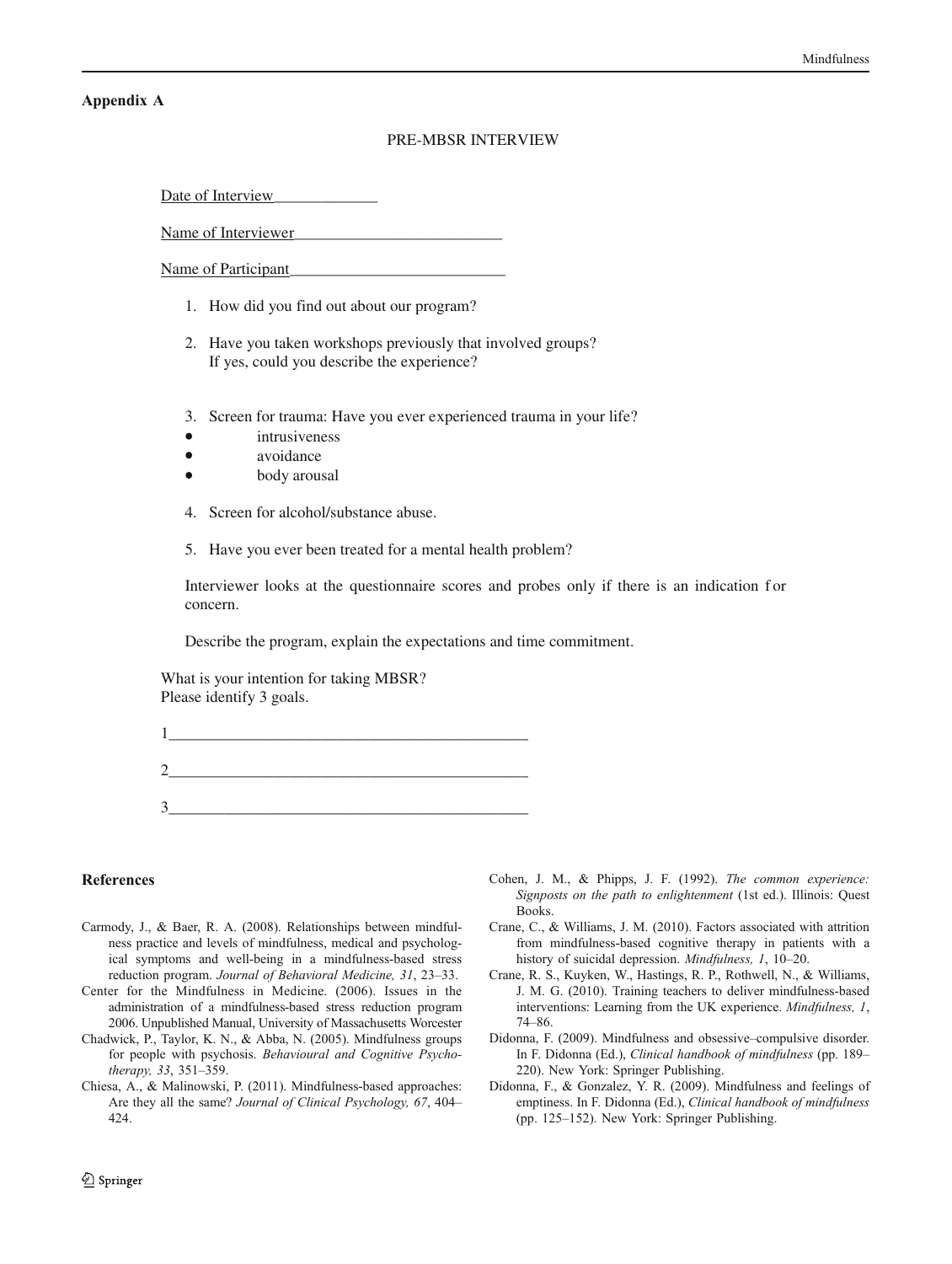## Appendix A

PRE-MBSR INTERVIEW

Date of Interview_____________

Name of Interviewer__________________________

Name of Participant___________________________

1. How did you find out about our program?

2. Have you taken workshops previously that involved groups?
   If yes, could you describe the experience?

3. Screen for trauma: Have you ever experienced trauma in your life?

- intrusiveness
- avoidance
- body arousal

4. Screen for alcohol/substance abuse.

5. Have you ever been treated for a mental health problem?

Interviewer looks at the questionnaire scores and probes only if there is an indication for concern.

Describe the program, explain the expectations and time commitment.

What is your intention for taking MBSR?
Please identify 3 goals.

1______________________________________________

2______________________________________________

3______________________________________________

## References

Carmody, J., & Baer, R. A. (2008). Relationships between mindfulness practice and levels of mindfulness, medical and psychological symptoms and well-being in a mindfulness-based stress reduction program. *Journal of Behavioral Medicine, 31*, 23–33.

Center for the Mindfulness in Medicine. (2006). Issues in the administration of a mindfulness-based stress reduction program 2006. Unpublished Manual, University of Massachusetts Worcester

Chadwick, P., Taylor, K. N., & Abba, N. (2005). Mindfulness groups for people with psychosis. *Behavioural and Cognitive Psychotherapy, 33*, 351–359.

Chiesa, A., & Malinowski, P. (2011). Mindfulness-based approaches: Are they all the same? *Journal of Clinical Psychology, 67*, 404–424.

Cohen, J. M., & Phipps, J. F. (1992). *The common experience: Signposts on the path to enlightenment* (1st ed.). Illinois: Quest Books.

Crane, C., & Williams, J. M. (2010). Factors associated with attrition from mindfulness-based cognitive therapy in patients with a history of suicidal depression. *Mindfulness, 1*, 10–20.

Crane, R. S., Kuyken, W., Hastings, R. P., Rothwell, N., & Williams, J. M. G. (2010). Training teachers to deliver mindfulness-based interventions: Learning from the UK experience. *Mindfulness, 1*, 74–86.

Didonna, F. (2009). Mindfulness and obsessive–compulsive disorder. In F. Didonna (Ed.), *Clinical handbook of mindfulness* (pp. 189–220). New York: Springer Publishing.

Didonna, F., & Gonzalez, Y. R. (2009). Mindfulness and feelings of emptiness. In F. Didonna (Ed.), *Clinical handbook of mindfulness* (pp. 125–152). New York: Springer Publishing.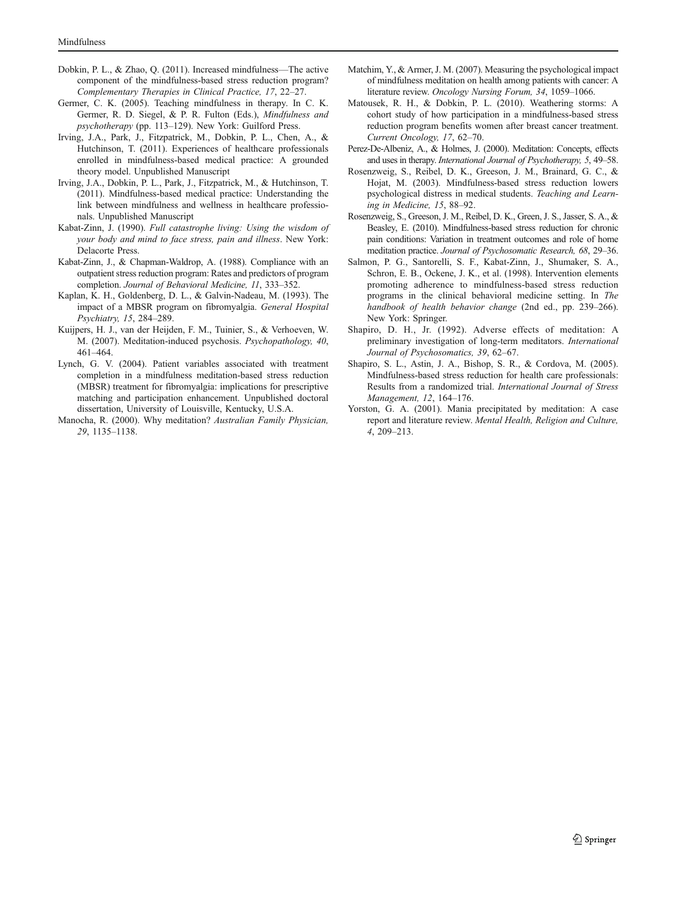Dobkin, P. L., & Zhao, Q. (2011). Increased mindfulness—The active component of the mindfulness-based stress reduction program? *Complementary Therapies in Clinical Practice, 17*, 22–27.

Germer, C. K. (2005). Teaching mindfulness in therapy. In C. K. Germer, R. D. Siegel, & P. R. Fulton (Eds.), *Mindfulness and psychotherapy* (pp. 113–129). New York: Guilford Press.

Irving, J.A., Park, J., Fitzpatrick, M., Dobkin, P. L., Chen, A., & Hutchinson, T. (2011). Experiences of healthcare professionals enrolled in mindfulness-based medical practice: A grounded theory model. Unpublished Manuscript

Irving, J.A., Dobkin, P. L., Park, J., Fitzpatrick, M., & Hutchinson, T. (2011). Mindfulness-based medical practice: Understanding the link between mindfulness and wellness in healthcare professionals. Unpublished Manuscript

Kabat-Zinn, J. (1990). *Full catastrophe living: Using the wisdom of your body and mind to face stress, pain and illness*. New York: Delacorte Press.

Kabat-Zinn, J., & Chapman-Waldrop, A. (1988). Compliance with an outpatient stress reduction program: Rates and predictors of program completion. *Journal of Behavioral Medicine, 11*, 333–352.

Kaplan, K. H., Goldenberg, D. L., & Galvin-Nadeau, M. (1993). The impact of a MBSR program on fibromyalgia. *General Hospital Psychiatry, 15*, 284–289.

Kuijpers, H. J., van der Heijden, F. M., Tuinier, S., & Verhoeven, W. M. (2007). Meditation-induced psychosis. *Psychopathology, 40*, 461–464.

Lynch, G. V. (2004). Patient variables associated with treatment completion in a mindfulness meditation-based stress reduction (MBSR) treatment for fibromyalgia: implications for prescriptive matching and participation enhancement. Unpublished doctoral dissertation, University of Louisville, Kentucky, U.S.A.

Manocha, R. (2000). Why meditation? *Australian Family Physician, 29*, 1135–1138.

Matchim, Y., & Armer, J. M. (2007). Measuring the psychological impact of mindfulness meditation on health among patients with cancer: A literature review. *Oncology Nursing Forum, 34*, 1059–1066.

Matousek, R. H., & Dobkin, P. L. (2010). Weathering storms: A cohort study of how participation in a mindfulness-based stress reduction program benefits women after breast cancer treatment. *Current Oncology, 17*, 62–70.

Perez-De-Albeniz, A., & Holmes, J. (2000). Meditation: Concepts, effects and uses in therapy. *International Journal of Psychotherapy, 5*, 49–58.

Rosenzweig, S., Reibel, D. K., Greeson, J. M., Brainard, G. C., & Hojat, M. (2003). Mindfulness-based stress reduction lowers psychological distress in medical students. *Teaching and Learning in Medicine, 15*, 88–92.

Rosenzweig, S., Greeson, J. M., Reibel, D. K., Green, J. S., Jasser, S. A., & Beasley, E. (2010). Mindfulness-based stress reduction for chronic pain conditions: Variation in treatment outcomes and role of home meditation practice. *Journal of Psychosomatic Research, 68*, 29–36.

Salmon, P. G., Santorelli, S. F., Kabat-Zinn, J., Shumaker, S. A., Schron, E. B., Ockene, J. K., et al. (1998). Intervention elements promoting adherence to mindfulness-based stress reduction programs in the clinical behavioral medicine setting. In *The handbook of health behavior change* (2nd ed., pp. 239–266). New York: Springer.

Shapiro, D. H., Jr. (1992). Adverse effects of meditation: A preliminary investigation of long-term meditators. *International Journal of Psychosomatics, 39*, 62–67.

Shapiro, S. L., Astin, J. A., Bishop, S. R., & Cordova, M. (2005). Mindfulness-based stress reduction for health care professionals: Results from a randomized trial. *International Journal of Stress Management, 12*, 164–176.

Yorston, G. A. (2001). Mania precipitated by meditation: A case report and literature review. *Mental Health, Religion and Culture, 4*, 209–213.